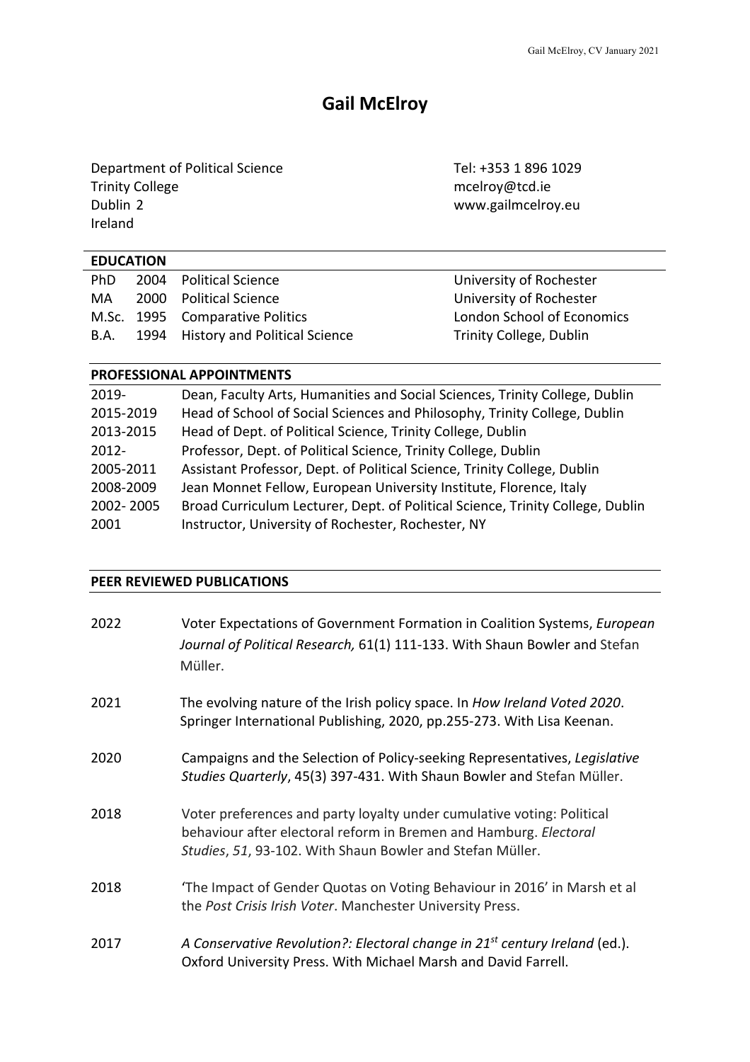# Gail McElroy

Department of Political Science
Trinity College
Dublin 2
Ireland

Tel: +353 1 896 1029
mcelroy@tcd.ie
www.gailmcelroy.eu

## EDUCATION

| | | | |
|---|---|---|---|
| PhD | 2004 | Political Science | University of Rochester |
| MA | 2000 | Political Science | University of Rochester |
| M.Sc. | 1995 | Comparative Politics | London School of Economics |
| B.A. | 1994 | History and Political Science | Trinity College, Dublin |

## PROFESSIONAL APPOINTMENTS

| | |
|---|---|
| 2019- | Dean, Faculty Arts, Humanities and Social Sciences, Trinity College, Dublin |
| 2015-2019 | Head of School of Social Sciences and Philosophy, Trinity College, Dublin |
| 2013-2015 | Head of Dept. of Political Science, Trinity College, Dublin |
| 2012- | Professor, Dept. of Political Science, Trinity College, Dublin |
| 2005-2011 | Assistant Professor, Dept. of Political Science, Trinity College, Dublin |
| 2008-2009 | Jean Monnet Fellow, European University Institute, Florence, Italy |
| 2002- 2005 | Broad Curriculum Lecturer, Dept. of Political Science, Trinity College, Dublin |
| 2001 | Instructor, University of Rochester, Rochester, NY |

## PEER REVIEWED PUBLICATIONS

2022 — Voter Expectations of Government Formation in Coalition Systems, *European Journal of Political Research,* 61(1) 111-133. With Shaun Bowler and Stefan Müller.

2021 — The evolving nature of the Irish policy space. In *How Ireland Voted 2020*. Springer International Publishing, 2020, pp.255-273. With Lisa Keenan.

2020 — Campaigns and the Selection of Policy-seeking Representatives, *Legislative Studies Quarterly*, 45(3) 397-431. With Shaun Bowler and Stefan Müller.

2018 — Voter preferences and party loyalty under cumulative voting: Political behaviour after electoral reform in Bremen and Hamburg. *Electoral Studies*, *51*, 93-102. With Shaun Bowler and Stefan Müller.

2018 — 'The Impact of Gender Quotas on Voting Behaviour in 2016' in Marsh et al the *Post Crisis Irish Voter*. Manchester University Press.

2017 — *A Conservative Revolution?: Electoral change in 21st century Ireland* (ed.). Oxford University Press. With Michael Marsh and David Farrell.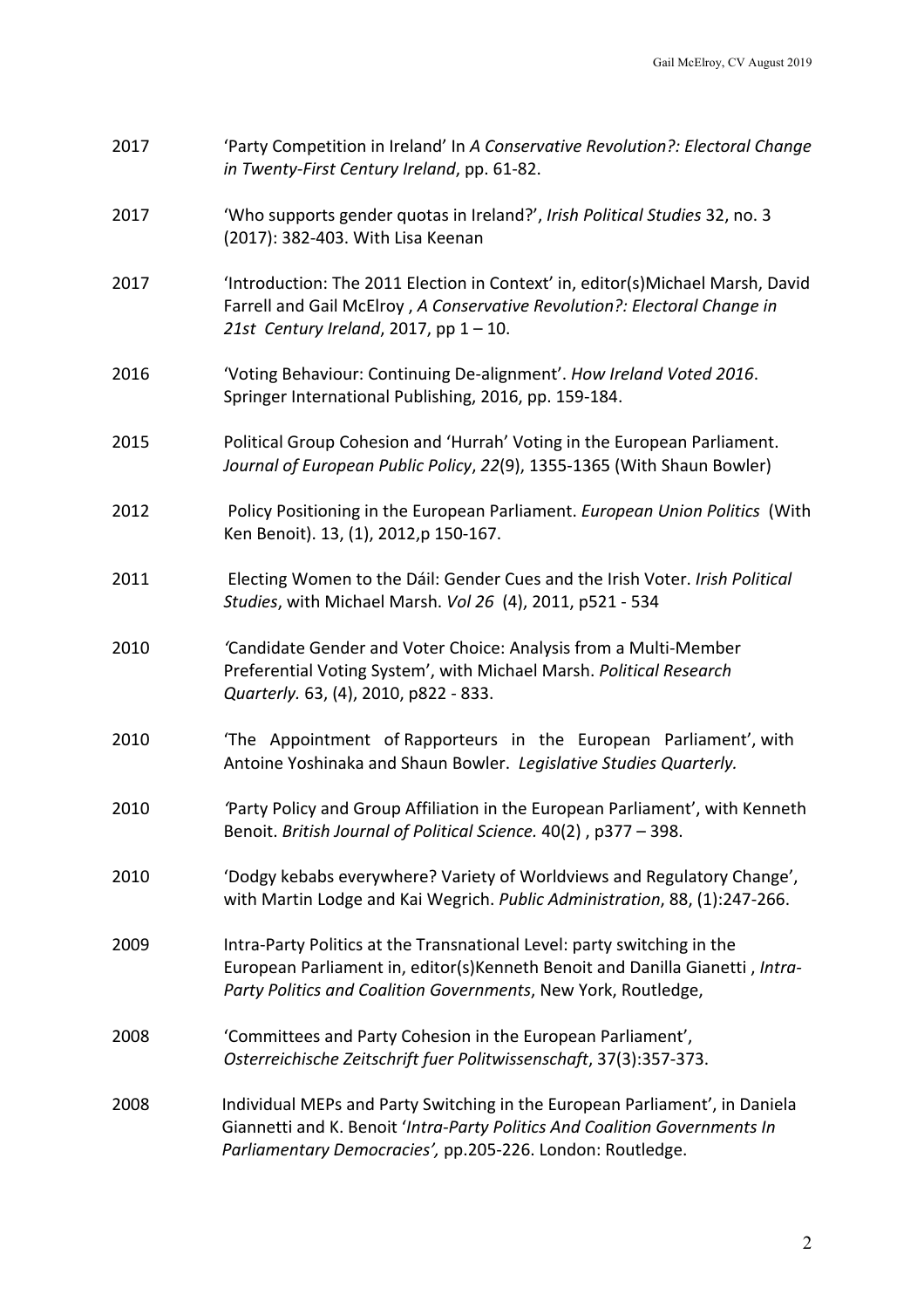2017 ‘Party Competition in Ireland’ In *A Conservative Revolution?: Electoral Change in Twenty-First Century Ireland*, pp. 61-82.

2017 ‘Who supports gender quotas in Ireland?’, *Irish Political Studies* 32, no. 3 (2017): 382-403. With Lisa Keenan

2017 ‘Introduction: The 2011 Election in Context’ in, editor(s)Michael Marsh, David Farrell and Gail McElroy , *A Conservative Revolution?: Electoral Change in 21st Century Ireland*, 2017, pp 1 – 10.

2016 ‘Voting Behaviour: Continuing De-alignment’. *How Ireland Voted 2016*. Springer International Publishing, 2016, pp. 159-184.

2015 Political Group Cohesion and ‘Hurrah’ Voting in the European Parliament. *Journal of European Public Policy*, *22*(9), 1355-1365 (With Shaun Bowler)

2012 Policy Positioning in the European Parliament. *European Union Politics* (With Ken Benoit). 13, (1), 2012,p 150-167.

2011 Electing Women to the Dáil: Gender Cues and the Irish Voter. *Irish Political Studies*, with Michael Marsh. *Vol 26* (4), 2011, p521 - 534

2010 *‘*Candidate Gender and Voter Choice: Analysis from a Multi-Member Preferential Voting System’, with Michael Marsh. *Political Research Quarterly.* 63, (4), 2010, p822 - 833.

2010 ‘The Appointment of Rapporteurs in the European Parliament’, with Antoine Yoshinaka and Shaun Bowler. *Legislative Studies Quarterly.*

2010 *‘*Party Policy and Group Affiliation in the European Parliament’, with Kenneth Benoit. *British Journal of Political Science.* 40(2) , p377 – 398.

2010 ‘Dodgy kebabs everywhere? Variety of Worldviews and Regulatory Change’, with Martin Lodge and Kai Wegrich. *Public Administration*, 88, (1):247-266.

2009 Intra-Party Politics at the Transnational Level: party switching in the European Parliament in, editor(s)Kenneth Benoit and Danilla Gianetti , *Intra-Party Politics and Coalition Governments*, New York, Routledge,

2008 ‘Committees and Party Cohesion in the European Parliament’, *Osterreichische Zeitschrift fuer Politwissenschaft*, 37(3):357-373.

2008 Individual MEPs and Party Switching in the European Parliament’, in Daniela Giannetti and K. Benoit ‘*Intra-Party Politics And Coalition Governments In Parliamentary Democracies’,* pp.205-226. London: Routledge.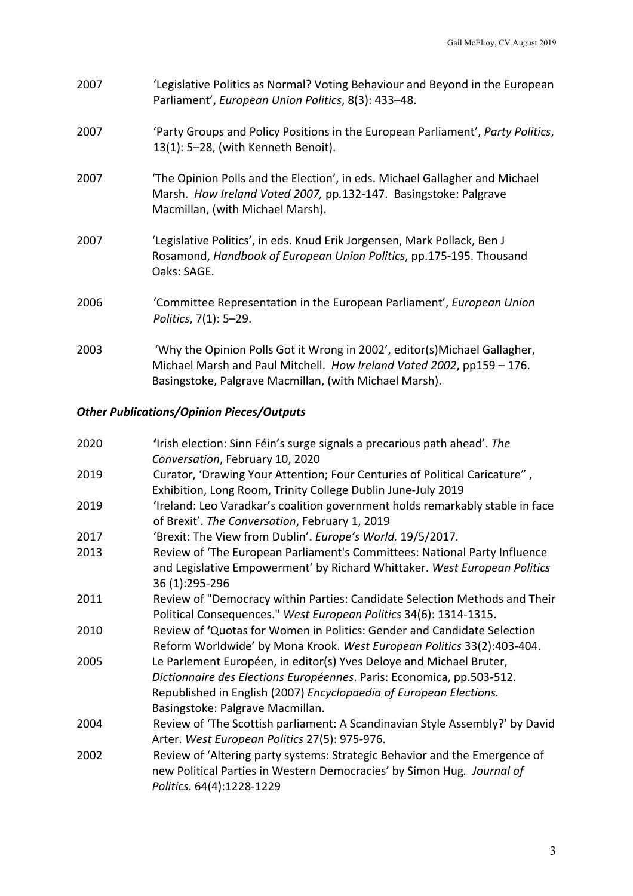2007 ‘Legislative Politics as Normal? Voting Behaviour and Beyond in the European Parliament’, *European Union Politics*, 8(3): 433–48.

2007 ‘Party Groups and Policy Positions in the European Parliament’, *Party Politics*, 13(1): 5–28, (with Kenneth Benoit).

2007 ‘The Opinion Polls and the Election’, in eds. Michael Gallagher and Michael Marsh. *How Ireland Voted 2007,* pp.132-147. Basingstoke: Palgrave Macmillan, (with Michael Marsh).

2007 ‘Legislative Politics’, in eds. Knud Erik Jorgensen, Mark Pollack, Ben J Rosamond, *Handbook of European Union Politics*, pp.175-195. Thousand Oaks: SAGE.

2006 ‘Committee Representation in the European Parliament’, *European Union Politics*, 7(1): 5–29.

2003 ‘Why the Opinion Polls Got it Wrong in 2002’, editor(s)Michael Gallagher, Michael Marsh and Paul Mitchell. *How Ireland Voted 2002*, pp159 – 176. Basingstoke, Palgrave Macmillan, (with Michael Marsh).

***Other Publications/Opinion Pieces/Outputs***

2020 **‘**Irish election: Sinn Féin’s surge signals a precarious path ahead’. *The Conversation*, February 10, 2020

2019 Curator, ‘Drawing Your Attention; Four Centuries of Political Caricature” , Exhibition, Long Room, Trinity College Dublin June-July 2019

2019 ‘Ireland: Leo Varadkar’s coalition government holds remarkably stable in face of Brexit’. *The Conversation*, February 1, 2019

2017 ‘Brexit: The View from Dublin’. *Europe’s World.* 19/5/2017*.*

2013 Review of ‘The European Parliament's Committees: National Party Influence and Legislative Empowerment’ by Richard Whittaker. *West European Politics* 36 (1):295-296

2011 Review of "Democracy within Parties: Candidate Selection Methods and Their Political Consequences." *West European Politics* 34(6): 1314-1315.

2010 Review of **‘**Quotas for Women in Politics: Gender and Candidate Selection Reform Worldwide’ by Mona Krook. *West European Politics* 33(2):403-404.

2005 Le Parlement Européen, in editor(s) Yves Deloye and Michael Bruter, *Dictionnaire des Elections Européennes*. Paris: Economica, pp.503-512. Republished in English (2007) *Encyclopaedia of European Elections.* Basingstoke: Palgrave Macmillan.

2004 Review of ‘The Scottish parliament: A Scandinavian Style Assembly?’ by David Arter. *West European Politics* 27(5): 975-976.

2002 Review of ‘Altering party systems: Strategic Behavior and the Emergence of new Political Parties in Western Democracies’ by Simon Hug*. Journal of Politics*. 64(4):1228-1229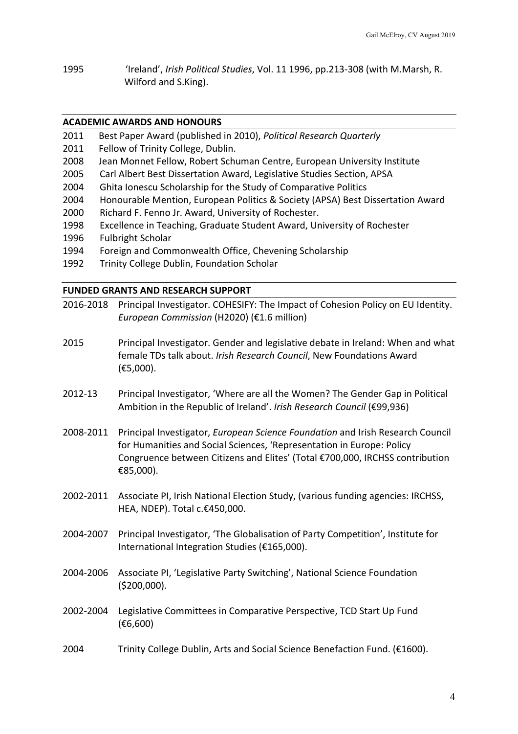1995 'Ireland', *Irish Political Studies*, Vol. 11 1996, pp.213-308 (with M.Marsh, R. Wilford and S.King).

## ACADEMIC AWARDS AND HONOURS

2011 Best Paper Award (published in 2010), *Political Research Quarterly*
2011 Fellow of Trinity College, Dublin.
2008 Jean Monnet Fellow, Robert Schuman Centre, European University Institute
2005 Carl Albert Best Dissertation Award, Legislative Studies Section, APSA
2004 Ghita Ionescu Scholarship for the Study of Comparative Politics
2004 Honourable Mention, European Politics & Society (APSA) Best Dissertation Award
2000 Richard F. Fenno Jr. Award, University of Rochester.
1998 Excellence in Teaching, Graduate Student Award, University of Rochester
1996 Fulbright Scholar
1994 Foreign and Commonwealth Office, Chevening Scholarship
1992 Trinity College Dublin, Foundation Scholar

## FUNDED GRANTS AND RESEARCH SUPPORT

2016-2018 Principal Investigator. COHESIFY: The Impact of Cohesion Policy on EU Identity. *European Commission* (H2020) (€1.6 million)

2015 Principal Investigator. Gender and legislative debate in Ireland: When and what female TDs talk about. *Irish Research Council*, New Foundations Award (€5,000).

2012-13 Principal Investigator, 'Where are all the Women? The Gender Gap in Political Ambition in the Republic of Ireland'. *Irish Research Council* (€99,936)

2008-2011 Principal Investigator, *European Science Foundation* and Irish Research Council for Humanities and Social Sciences, 'Representation in Europe: Policy Congruence between Citizens and Elites' (Total €700,000, IRCHSS contribution €85,000).

2002-2011 Associate PI, Irish National Election Study, (various funding agencies: IRCHSS, HEA, NDEP). Total c.€450,000.

2004-2007 Principal Investigator, 'The Globalisation of Party Competition', Institute for International Integration Studies (€165,000).

2004-2006 Associate PI, 'Legislative Party Switching', National Science Foundation ($200,000).

2002-2004 Legislative Committees in Comparative Perspective, TCD Start Up Fund (€6,600)

2004 Trinity College Dublin, Arts and Social Science Benefaction Fund. (€1600).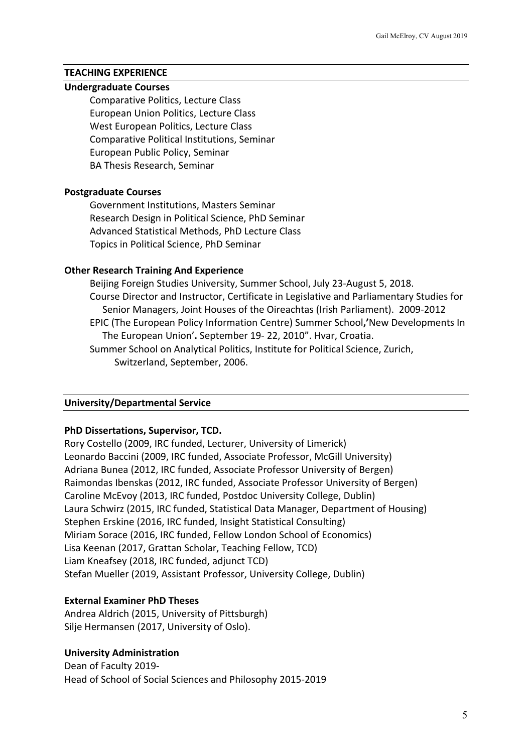## TEACHING EXPERIENCE

### Undergraduate Courses

Comparative Politics, Lecture Class
European Union Politics, Lecture Class
West European Politics, Lecture Class
Comparative Political Institutions, Seminar
European Public Policy, Seminar
BA Thesis Research, Seminar

### Postgraduate Courses

Government Institutions, Masters Seminar
Research Design in Political Science, PhD Seminar
Advanced Statistical Methods, PhD Lecture Class
Topics in Political Science, PhD Seminar

### Other Research Training And Experience

Beijing Foreign Studies University, Summer School, July 23-August 5, 2018.
Course Director and Instructor, Certificate in Legislative and Parliamentary Studies for Senior Managers, Joint Houses of the Oireachtas (Irish Parliament). 2009-2012
EPIC (The European Policy Information Centre) Summer School**,'**New Developments In The European Union'**.** September 19- 22, 2010". Hvar, Croatia.
Summer School on Analytical Politics, Institute for Political Science, Zurich, Switzerland, September, 2006.

## University/Departmental Service

### PhD Dissertations, Supervisor, TCD.

Rory Costello (2009, IRC funded, Lecturer, University of Limerick)
Leonardo Baccini (2009, IRC funded, Associate Professor, McGill University)
Adriana Bunea (2012, IRC funded, Associate Professor University of Bergen)
Raimondas Ibenskas (2012, IRC funded, Associate Professor University of Bergen)
Caroline McEvoy (2013, IRC funded, Postdoc University College, Dublin)
Laura Schwirz (2015, IRC funded, Statistical Data Manager, Department of Housing)
Stephen Erskine (2016, IRC funded, Insight Statistical Consulting)
Miriam Sorace (2016, IRC funded, Fellow London School of Economics)
Lisa Keenan (2017, Grattan Scholar, Teaching Fellow, TCD)
Liam Kneafsey (2018, IRC funded, adjunct TCD)
Stefan Mueller (2019, Assistant Professor, University College, Dublin)

### External Examiner PhD Theses

Andrea Aldrich (2015, University of Pittsburgh)
Silje Hermansen (2017, University of Oslo).

### University Administration

Dean of Faculty 2019-
Head of School of Social Sciences and Philosophy 2015-2019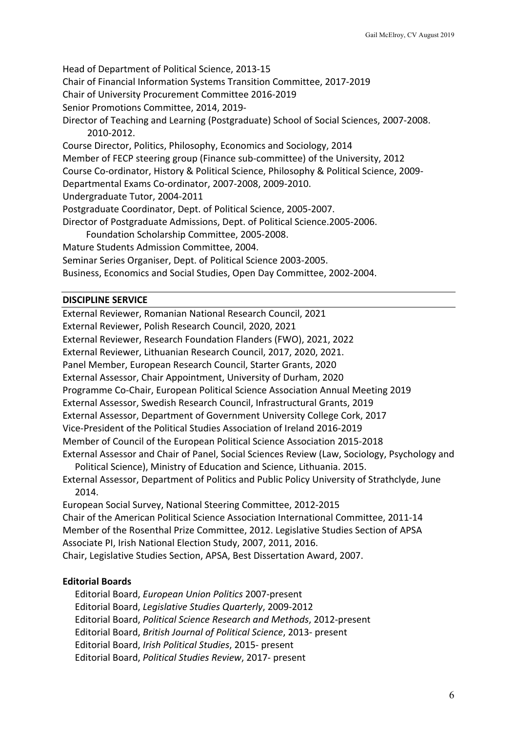Head of Department of Political Science, 2013-15
Chair of Financial Information Systems Transition Committee, 2017-2019
Chair of University Procurement Committee 2016-2019
Senior Promotions Committee, 2014, 2019-
Director of Teaching and Learning (Postgraduate) School of Social Sciences, 2007-2008. 2010-2012.
Course Director, Politics, Philosophy, Economics and Sociology, 2014
Member of FECP steering group (Finance sub-committee) of the University, 2012
Course Co-ordinator, History & Political Science, Philosophy & Political Science, 2009-
Departmental Exams Co-ordinator, 2007-2008, 2009-2010.
Undergraduate Tutor, 2004-2011
Postgraduate Coordinator, Dept. of Political Science, 2005-2007.
Director of Postgraduate Admissions, Dept. of Political Science.2005-2006.
Foundation Scholarship Committee, 2005-2008.
Mature Students Admission Committee, 2004.
Seminar Series Organiser, Dept. of Political Science 2003-2005.
Business, Economics and Social Studies, Open Day Committee, 2002-2004.

## DISCIPLINE SERVICE

External Reviewer, Romanian National Research Council, 2021
External Reviewer, Polish Research Council, 2020, 2021
External Reviewer, Research Foundation Flanders (FWO), 2021, 2022
External Reviewer, Lithuanian Research Council, 2017, 2020, 2021.
Panel Member, European Research Council, Starter Grants, 2020
External Assessor, Chair Appointment, University of Durham, 2020
Programme Co-Chair, European Political Science Association Annual Meeting 2019
External Assessor, Swedish Research Council, Infrastructural Grants, 2019
External Assessor, Department of Government University College Cork, 2017
Vice-President of the Political Studies Association of Ireland 2016-2019
Member of Council of the European Political Science Association 2015-2018
External Assessor and Chair of Panel, Social Sciences Review (Law, Sociology, Psychology and Political Science), Ministry of Education and Science, Lithuania. 2015.
External Assessor, Department of Politics and Public Policy University of Strathclyde, June 2014.
European Social Survey, National Steering Committee, 2012-2015
Chair of the American Political Science Association International Committee, 2011-14
Member of the Rosenthal Prize Committee, 2012. Legislative Studies Section of APSA
Associate PI, Irish National Election Study, 2007, 2011, 2016.
Chair, Legislative Studies Section, APSA, Best Dissertation Award, 2007.

### Editorial Boards

Editorial Board, *European Union Politics* 2007-present
Editorial Board, *Legislative Studies Quarterly*, 2009-2012
Editorial Board, *Political Science Research and Methods*, 2012-present
Editorial Board, *British Journal of Political Science*, 2013- present
Editorial Board, *Irish Political Studies*, 2015- present
Editorial Board, *Political Studies Review*, 2017- present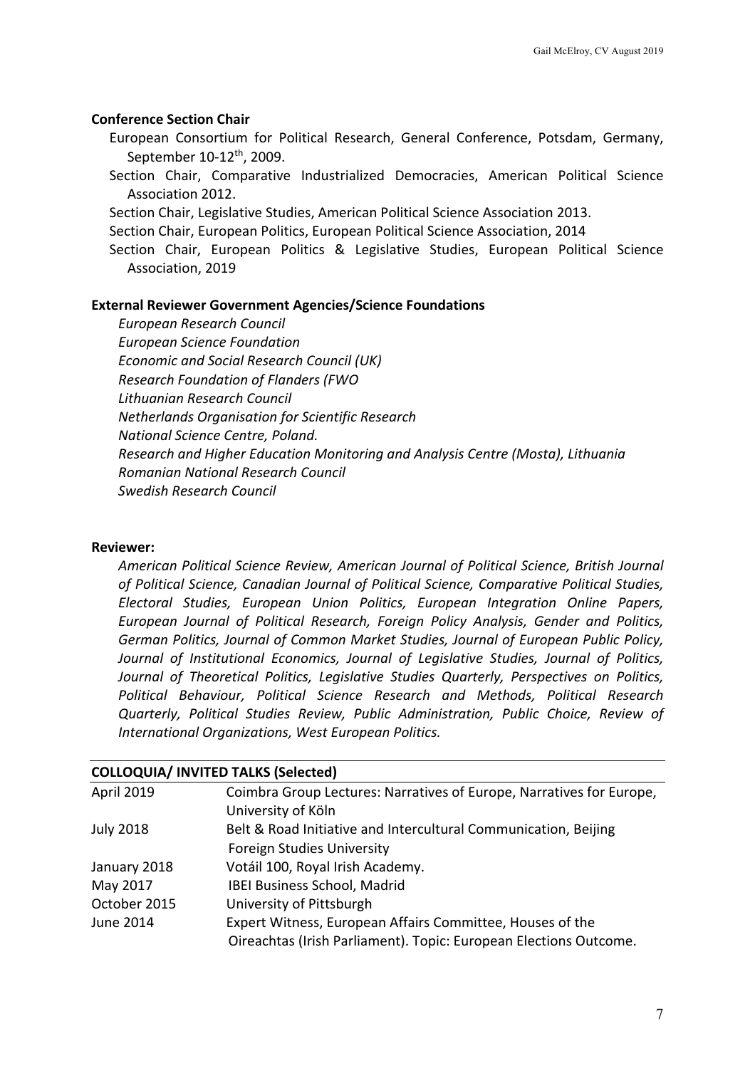**Conference Section Chair**

European Consortium for Political Research, General Conference, Potsdam, Germany, September 10-12th, 2009.

Section Chair, Comparative Industrialized Democracies, American Political Science Association 2012.

Section Chair, Legislative Studies, American Political Science Association 2013.

Section Chair, European Politics, European Political Science Association, 2014

Section Chair, European Politics & Legislative Studies, European Political Science Association, 2019

**External Reviewer Government Agencies/Science Foundations**

*European Research Council*
*European Science Foundation*
*Economic and Social Research Council (UK)*
*Research Foundation of Flanders (FWO*
*Lithuanian Research Council*
*Netherlands Organisation for Scientific Research*
*National Science Centre, Poland.*
*Research and Higher Education Monitoring and Analysis Centre (Mosta), Lithuania*
*Romanian National Research Council*
*Swedish Research Council*

**Reviewer:**

*American Political Science Review, American Journal of Political Science, British Journal of Political Science, Canadian Journal of Political Science, Comparative Political Studies, Electoral Studies, European Union Politics, European Integration Online Papers, European Journal of Political Research, Foreign Policy Analysis, Gender and Politics, German Politics, Journal of Common Market Studies, Journal of European Public Policy, Journal of Institutional Economics, Journal of Legislative Studies, Journal of Politics, Journal of Theoretical Politics, Legislative Studies Quarterly, Perspectives on Politics, Political Behaviour, Political Science Research and Methods, Political Research Quarterly, Political Studies Review, Public Administration, Public Choice, Review of International Organizations, West European Politics.*

**COLLOQUIA/ INVITED TALKS (Selected)**

| | |
|---|---|
| April 2019 | Coimbra Group Lectures: Narratives of Europe, Narratives for Europe, University of Köln |
| July 2018 | Belt & Road Initiative and Intercultural Communication, Beijing Foreign Studies University |
| January 2018 | Votáil 100, Royal Irish Academy. |
| May 2017 | IBEI Business School, Madrid |
| October 2015 | University of Pittsburgh |
| June 2014 | Expert Witness, European Affairs Committee, Houses of the Oireachtas (Irish Parliament). Topic: European Elections Outcome. |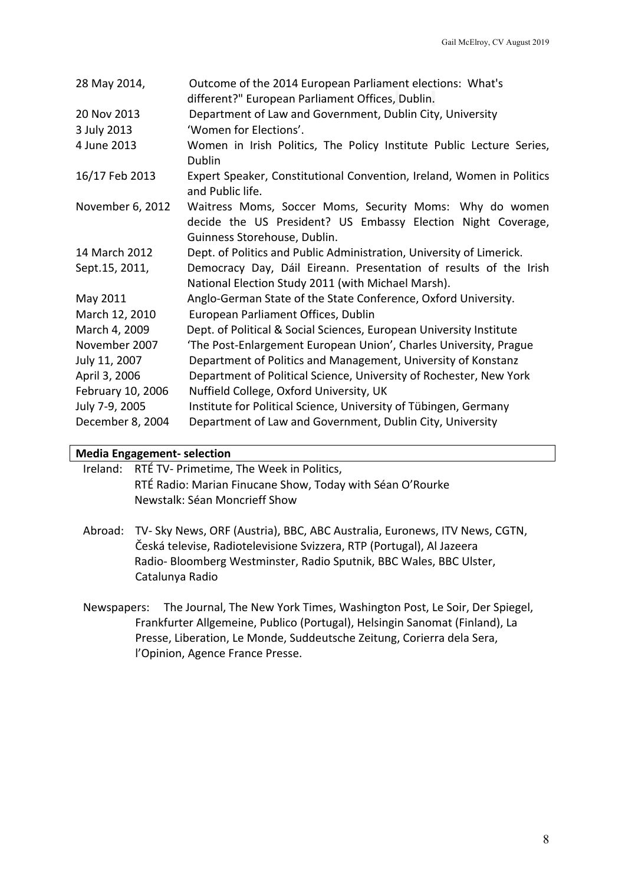| | |
|---|---|
| 28 May 2014, | Outcome of the 2014 European Parliament elections: What's different?" European Parliament Offices, Dublin. |
| 20 Nov 2013 | Department of Law and Government, Dublin City, University |
| 3 July 2013 | 'Women for Elections'. |
| 4 June 2013 | Women in Irish Politics, The Policy Institute Public Lecture Series, Dublin |
| 16/17 Feb 2013 | Expert Speaker, Constitutional Convention, Ireland, Women in Politics and Public life. |
| November 6, 2012 | Waitress Moms, Soccer Moms, Security Moms: Why do women decide the US President? US Embassy Election Night Coverage, Guinness Storehouse, Dublin. |
| 14 March 2012 | Dept. of Politics and Public Administration, University of Limerick. |
| Sept.15, 2011, | Democracy Day, Dáil Eireann. Presentation of results of the Irish National Election Study 2011 (with Michael Marsh). |
| May 2011 | Anglo-German State of the State Conference, Oxford University. |
| March 12, 2010 | European Parliament Offices, Dublin |
| March 4, 2009 | Dept. of Political & Social Sciences, European University Institute |
| November 2007 | 'The Post-Enlargement European Union', Charles University, Prague |
| July 11, 2007 | Department of Politics and Management, University of Konstanz |
| April 3, 2006 | Department of Political Science, University of Rochester, New York |
| February 10, 2006 | Nuffield College, Oxford University, UK |
| July 7-9, 2005 | Institute for Political Science, University of Tübingen, Germany |
| December 8, 2004 | Department of Law and Government, Dublin City, University |

**Media Engagement- selection**

Ireland: RTÉ TV- Primetime, The Week in Politics,
RTÉ Radio: Marian Finucane Show, Today with Séan O'Rourke
Newstalk: Séan Moncrieff Show

Abroad: TV- Sky News, ORF (Austria), BBC, ABC Australia, Euronews, ITV News, CGTN, Česká televise, Radiotelevisione Svizzera, RTP (Portugal), Al Jazeera
Radio- Bloomberg Westminster, Radio Sputnik, BBC Wales, BBC Ulster, Catalunya Radio

Newspapers: The Journal, The New York Times, Washington Post, Le Soir, Der Spiegel, Frankfurter Allgemeine, Publico (Portugal), Helsingin Sanomat (Finland), La Presse, Liberation, Le Monde, Suddeutsche Zeitung, Corierra dela Sera, l'Opinion, Agence France Presse.